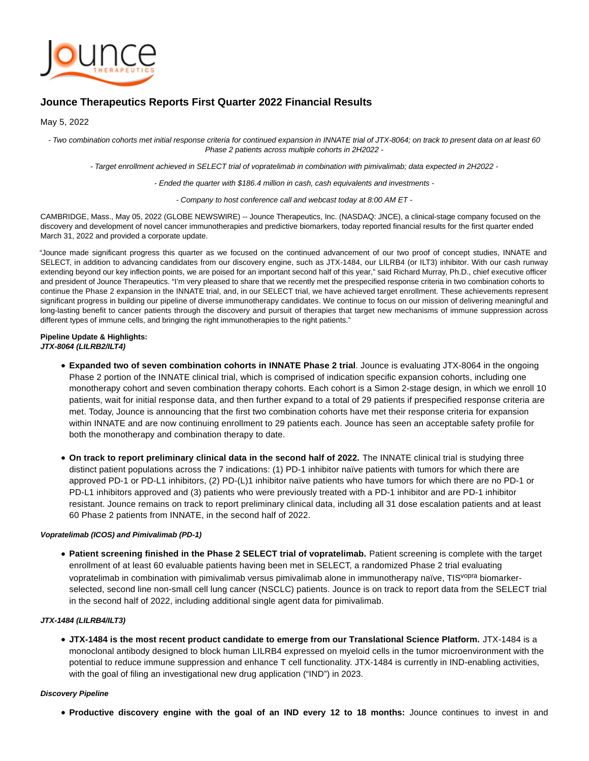# Jounce Therapeutics Reports First Quarter 2022 Financial Results

May 5, 2022

*- Two combination cohorts met initial response criteria for continued expansion in INNATE trial of JTX-8064; on track to present data on at least 60 Phase 2 patients across multiple cohorts in 2H2022 -*

*- Target enrollment achieved in SELECT trial of vopratelimab in combination with pimivalimab; data expected in 2H2022 -*

*- Ended the quarter with $186.4 million in cash, cash equivalents and investments -*

*- Company to host conference call and webcast today at 8:00 AM ET -*

CAMBRIDGE, Mass., May 05, 2022 (GLOBE NEWSWIRE) -- Jounce Therapeutics, Inc. (NASDAQ: JNCE), a clinical-stage company focused on the discovery and development of novel cancer immunotherapies and predictive biomarkers, today reported financial results for the first quarter ended March 31, 2022 and provided a corporate update.

"Jounce made significant progress this quarter as we focused on the continued advancement of our two proof of concept studies, INNATE and SELECT, in addition to advancing candidates from our discovery engine, such as JTX-1484, our LILRB4 (or ILT3) inhibitor. With our cash runway extending beyond our key inflection points, we are poised for an important second half of this year," said Richard Murray, Ph.D., chief executive officer and president of Jounce Therapeutics. "I'm very pleased to share that we recently met the prespecified response criteria in two combination cohorts to continue the Phase 2 expansion in the INNATE trial, and, in our SELECT trial, we have achieved target enrollment. These achievements represent significant progress in building our pipeline of diverse immunotherapy candidates. We continue to focus on our mission of delivering meaningful and long-lasting benefit to cancer patients through the discovery and pursuit of therapies that target new mechanisms of immune suppression across different types of immune cells, and bringing the right immunotherapies to the right patients."

**Pipeline Update & Highlights:**
***JTX-8064 (LILRB2/ILT4)***

- **Expanded two of seven combination cohorts in INNATE Phase 2 trial**. Jounce is evaluating JTX-8064 in the ongoing Phase 2 portion of the INNATE clinical trial, which is comprised of indication specific expansion cohorts, including one monotherapy cohort and seven combination therapy cohorts. Each cohort is a Simon 2-stage design, in which we enroll 10 patients, wait for initial response data, and then further expand to a total of 29 patients if prespecified response criteria are met. Today, Jounce is announcing that the first two combination cohorts have met their response criteria for expansion within INNATE and are now continuing enrollment to 29 patients each. Jounce has seen an acceptable safety profile for both the monotherapy and combination therapy to date.
- **On track to report preliminary clinical data in the second half of 2022.** The INNATE clinical trial is studying three distinct patient populations across the 7 indications: (1) PD-1 inhibitor naïve patients with tumors for which there are approved PD-1 or PD-L1 inhibitors, (2) PD-(L)1 inhibitor naïve patients who have tumors for which there are no PD-1 or PD-L1 inhibitors approved and (3) patients who were previously treated with a PD-1 inhibitor and are PD-1 inhibitor resistant. Jounce remains on track to report preliminary clinical data, including all 31 dose escalation patients and at least 60 Phase 2 patients from INNATE, in the second half of 2022.

***Vopratelimab (ICOS) and Pimivalimab (PD-1)***

- **Patient screening finished in the Phase 2 SELECT trial of vopratelimab.** Patient screening is complete with the target enrollment of at least 60 evaluable patients having been met in SELECT, a randomized Phase 2 trial evaluating vopratelimab in combination with pimivalimab versus pimivalimab alone in immunotherapy naïve, TIS$^{vopra}$ biomarker-selected, second line non-small cell lung cancer (NSCLC) patients. Jounce is on track to report data from the SELECT trial in the second half of 2022, including additional single agent data for pimivalimab.

***JTX-1484 (LILRB4/ILT3)***

- **JTX-1484 is the most recent product candidate to emerge from our Translational Science Platform.** JTX-1484 is a monoclonal antibody designed to block human LILRB4 expressed on myeloid cells in the tumor microenvironment with the potential to reduce immune suppression and enhance T cell functionality. JTX-1484 is currently in IND-enabling activities, with the goal of filing an investigational new drug application ("IND") in 2023.

***Discovery Pipeline***

- **Productive discovery engine with the goal of an IND every 12 to 18 months:** Jounce continues to invest in and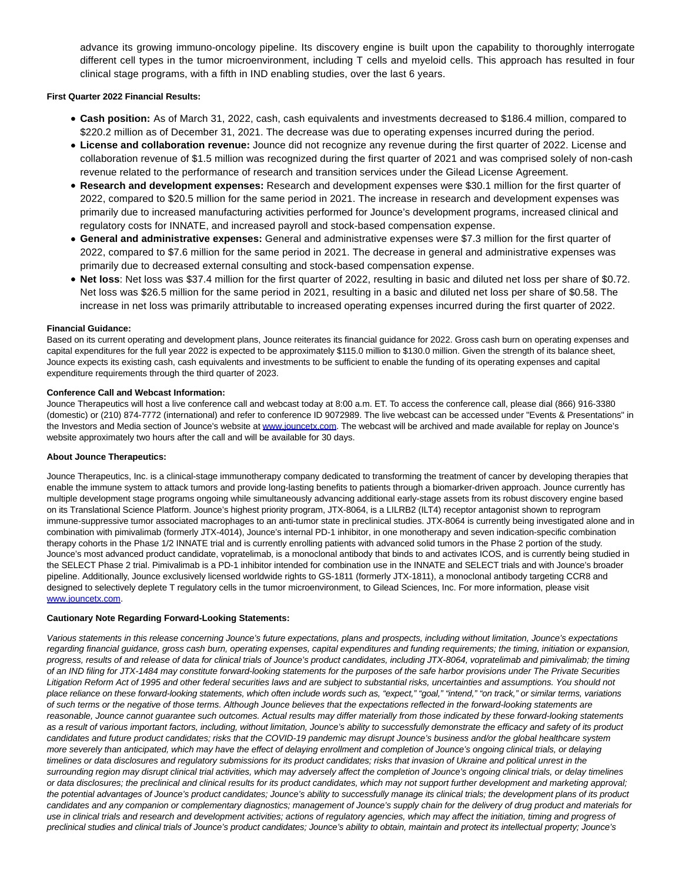advance its growing immuno-oncology pipeline. Its discovery engine is built upon the capability to thoroughly interrogate different cell types in the tumor microenvironment, including T cells and myeloid cells. This approach has resulted in four clinical stage programs, with a fifth in IND enabling studies, over the last 6 years.

**First Quarter 2022 Financial Results:**

- **Cash position:** As of March 31, 2022, cash, cash equivalents and investments decreased to $186.4 million, compared to $220.2 million as of December 31, 2021. The decrease was due to operating expenses incurred during the period.
- **License and collaboration revenue:** Jounce did not recognize any revenue during the first quarter of 2022. License and collaboration revenue of $1.5 million was recognized during the first quarter of 2021 and was comprised solely of non-cash revenue related to the performance of research and transition services under the Gilead License Agreement.
- **Research and development expenses:** Research and development expenses were $30.1 million for the first quarter of 2022, compared to $20.5 million for the same period in 2021. The increase in research and development expenses was primarily due to increased manufacturing activities performed for Jounce's development programs, increased clinical and regulatory costs for INNATE, and increased payroll and stock-based compensation expense.
- **General and administrative expenses:** General and administrative expenses were $7.3 million for the first quarter of 2022, compared to $7.6 million for the same period in 2021. The decrease in general and administrative expenses was primarily due to decreased external consulting and stock-based compensation expense.
- **Net loss**: Net loss was $37.4 million for the first quarter of 2022, resulting in basic and diluted net loss per share of $0.72. Net loss was $26.5 million for the same period in 2021, resulting in a basic and diluted net loss per share of $0.58. The increase in net loss was primarily attributable to increased operating expenses incurred during the first quarter of 2022.

**Financial Guidance:**

Based on its current operating and development plans, Jounce reiterates its financial guidance for 2022. Gross cash burn on operating expenses and capital expenditures for the full year 2022 is expected to be approximately $115.0 million to $130.0 million. Given the strength of its balance sheet, Jounce expects its existing cash, cash equivalents and investments to be sufficient to enable the funding of its operating expenses and capital expenditure requirements through the third quarter of 2023.

**Conference Call and Webcast Information:**

Jounce Therapeutics will host a live conference call and webcast today at 8:00 a.m. ET. To access the conference call, please dial (866) 916-3380 (domestic) or (210) 874-7772 (international) and refer to conference ID 9072989. The live webcast can be accessed under "Events & Presentations" in the Investors and Media section of Jounce's website at www.jouncetx.com. The webcast will be archived and made available for replay on Jounce's website approximately two hours after the call and will be available for 30 days.

**About Jounce Therapeutics:**

Jounce Therapeutics, Inc. is a clinical-stage immunotherapy company dedicated to transforming the treatment of cancer by developing therapies that enable the immune system to attack tumors and provide long-lasting benefits to patients through a biomarker-driven approach. Jounce currently has multiple development stage programs ongoing while simultaneously advancing additional early-stage assets from its robust discovery engine based on its Translational Science Platform. Jounce's highest priority program, JTX-8064, is a LILRB2 (ILT4) receptor antagonist shown to reprogram immune-suppressive tumor associated macrophages to an anti-tumor state in preclinical studies. JTX-8064 is currently being investigated alone and in combination with pimivalimab (formerly JTX-4014), Jounce's internal PD-1 inhibitor, in one monotherapy and seven indication-specific combination therapy cohorts in the Phase 1/2 INNATE trial and is currently enrolling patients with advanced solid tumors in the Phase 2 portion of the study. Jounce's most advanced product candidate, vopratelimab, is a monoclonal antibody that binds to and activates ICOS, and is currently being studied in the SELECT Phase 2 trial. Pimivalimab is a PD-1 inhibitor intended for combination use in the INNATE and SELECT trials and with Jounce's broader pipeline. Additionally, Jounce exclusively licensed worldwide rights to GS-1811 (formerly JTX-1811), a monoclonal antibody targeting CCR8 and designed to selectively deplete T regulatory cells in the tumor microenvironment, to Gilead Sciences, Inc. For more information, please visit www.jouncetx.com.

**Cautionary Note Regarding Forward-Looking Statements:**

*Various statements in this release concerning Jounce's future expectations, plans and prospects, including without limitation, Jounce's expectations regarding financial guidance, gross cash burn, operating expenses, capital expenditures and funding requirements; the timing, initiation or expansion, progress, results of and release of data for clinical trials of Jounce's product candidates, including JTX-8064, vopratelimab and pimivalimab; the timing of an IND filing for JTX-1484 may constitute forward-looking statements for the purposes of the safe harbor provisions under The Private Securities Litigation Reform Act of 1995 and other federal securities laws and are subject to substantial risks, uncertainties and assumptions. You should not place reliance on these forward-looking statements, which often include words such as, "expect," "goal," "intend," "on track," or similar terms, variations of such terms or the negative of those terms. Although Jounce believes that the expectations reflected in the forward-looking statements are reasonable, Jounce cannot guarantee such outcomes. Actual results may differ materially from those indicated by these forward-looking statements as a result of various important factors, including, without limitation, Jounce's ability to successfully demonstrate the efficacy and safety of its product candidates and future product candidates; risks that the COVID-19 pandemic may disrupt Jounce's business and/or the global healthcare system more severely than anticipated, which may have the effect of delaying enrollment and completion of Jounce's ongoing clinical trials, or delaying timelines or data disclosures and regulatory submissions for its product candidates; risks that invasion of Ukraine and political unrest in the surrounding region may disrupt clinical trial activities, which may adversely affect the completion of Jounce's ongoing clinical trials, or delay timelines or data disclosures; the preclinical and clinical results for its product candidates, which may not support further development and marketing approval; the potential advantages of Jounce's product candidates; Jounce's ability to successfully manage its clinical trials; the development plans of its product candidates and any companion or complementary diagnostics; management of Jounce's supply chain for the delivery of drug product and materials for use in clinical trials and research and development activities; actions of regulatory agencies, which may affect the initiation, timing and progress of preclinical studies and clinical trials of Jounce's product candidates; Jounce's ability to obtain, maintain and protect its intellectual property; Jounce's*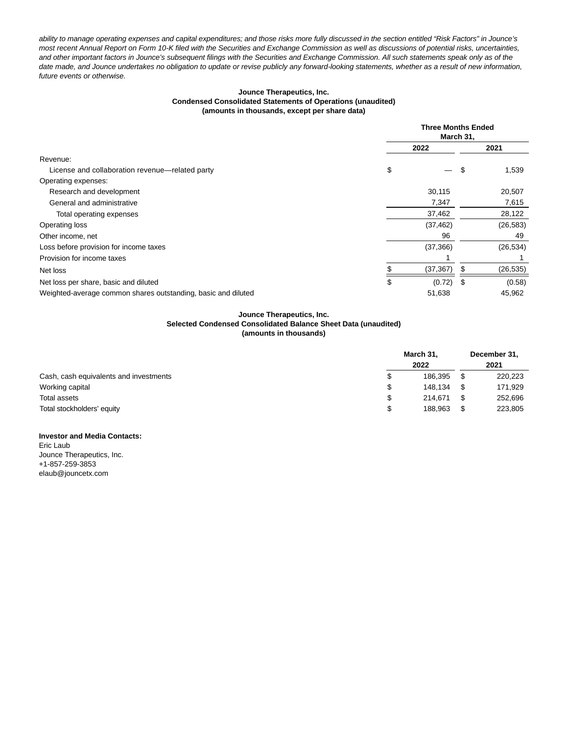*ability to manage operating expenses and capital expenditures; and those risks more fully discussed in the section entitled "Risk Factors" in Jounce's most recent Annual Report on Form 10-K filed with the Securities and Exchange Commission as well as discussions of potential risks, uncertainties, and other important factors in Jounce's subsequent filings with the Securities and Exchange Commission. All such statements speak only as of the date made, and Jounce undertakes no obligation to update or revise publicly any forward-looking statements, whether as a result of new information, future events or otherwise.*

**Jounce Therapeutics, Inc.**
**Condensed Consolidated Statements of Operations (unaudited)**
**(amounts in thousands, except per share data)**

| | Three Months Ended March 31, | |
|---|---|---|
| | **2022** | **2021** |
| Revenue: | | |
| License and collaboration revenue—related party | $ — | $ 1,539 |
| Operating expenses: | | |
| Research and development | 30,115 | 20,507 |
| General and administrative | 7,347 | 7,615 |
| Total operating expenses | 37,462 | 28,122 |
| Operating loss | (37,462) | (26,583) |
| Other income, net | 96 | 49 |
| Loss before provision for income taxes | (37,366) | (26,534) |
| Provision for income taxes | 1 | 1 |
| Net loss | $ (37,367) | $ (26,535) |
| Net loss per share, basic and diluted | $ (0.72) | $ (0.58) |
| Weighted-average common shares outstanding, basic and diluted | 51,638 | 45,962 |

**Jounce Therapeutics, Inc.**
**Selected Condensed Consolidated Balance Sheet Data (unaudited)**
**(amounts in thousands)**

| | March 31, 2022 | December 31, 2021 |
|---|---|---|
| Cash, cash equivalents and investments | $ 186,395 | $ 220,223 |
| Working capital | $ 148,134 | $ 171,929 |
| Total assets | $ 214,671 | $ 252,696 |
| Total stockholders' equity | $ 188,963 | $ 223,805 |

**Investor and Media Contacts:**
Eric Laub
Jounce Therapeutics, Inc.
+1-857-259-3853
elaub@jouncetx.com